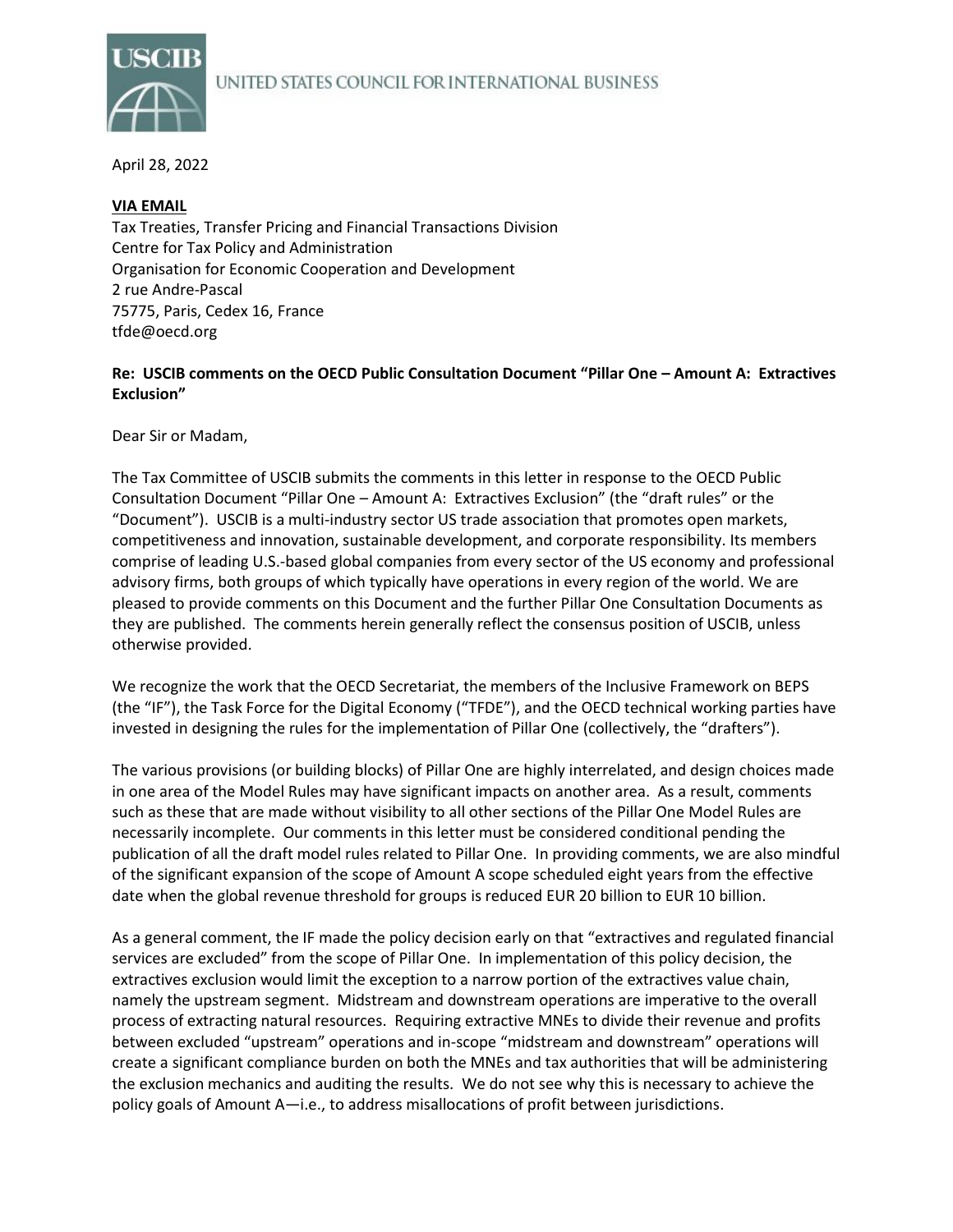UNITED STATES COUNCIL FOR INTERNATIONAL BUSINESS

April 28, 2022

**VIA EMAIL**
Tax Treaties, Transfer Pricing and Financial Transactions Division
Centre for Tax Policy and Administration
Organisation for Economic Cooperation and Development
2 rue Andre-Pascal
75775, Paris, Cedex 16, France
tfde@oecd.org

**Re: USCIB comments on the OECD Public Consultation Document "Pillar One – Amount A: Extractives Exclusion"**

Dear Sir or Madam,

The Tax Committee of USCIB submits the comments in this letter in response to the OECD Public Consultation Document "Pillar One – Amount A: Extractives Exclusion" (the "draft rules" or the "Document"). USCIB is a multi-industry sector US trade association that promotes open markets, competitiveness and innovation, sustainable development, and corporate responsibility. Its members comprise of leading U.S.-based global companies from every sector of the US economy and professional advisory firms, both groups of which typically have operations in every region of the world. We are pleased to provide comments on this Document and the further Pillar One Consultation Documents as they are published. The comments herein generally reflect the consensus position of USCIB, unless otherwise provided.

We recognize the work that the OECD Secretariat, the members of the Inclusive Framework on BEPS (the "IF"), the Task Force for the Digital Economy ("TFDE"), and the OECD technical working parties have invested in designing the rules for the implementation of Pillar One (collectively, the "drafters").

The various provisions (or building blocks) of Pillar One are highly interrelated, and design choices made in one area of the Model Rules may have significant impacts on another area. As a result, comments such as these that are made without visibility to all other sections of the Pillar One Model Rules are necessarily incomplete. Our comments in this letter must be considered conditional pending the publication of all the draft model rules related to Pillar One. In providing comments, we are also mindful of the significant expansion of the scope of Amount A scope scheduled eight years from the effective date when the global revenue threshold for groups is reduced EUR 20 billion to EUR 10 billion.

As a general comment, the IF made the policy decision early on that "extractives and regulated financial services are excluded" from the scope of Pillar One. In implementation of this policy decision, the extractives exclusion would limit the exception to a narrow portion of the extractives value chain, namely the upstream segment. Midstream and downstream operations are imperative to the overall process of extracting natural resources. Requiring extractive MNEs to divide their revenue and profits between excluded "upstream" operations and in-scope "midstream and downstream" operations will create a significant compliance burden on both the MNEs and tax authorities that will be administering the exclusion mechanics and auditing the results. We do not see why this is necessary to achieve the policy goals of Amount A—i.e., to address misallocations of profit between jurisdictions.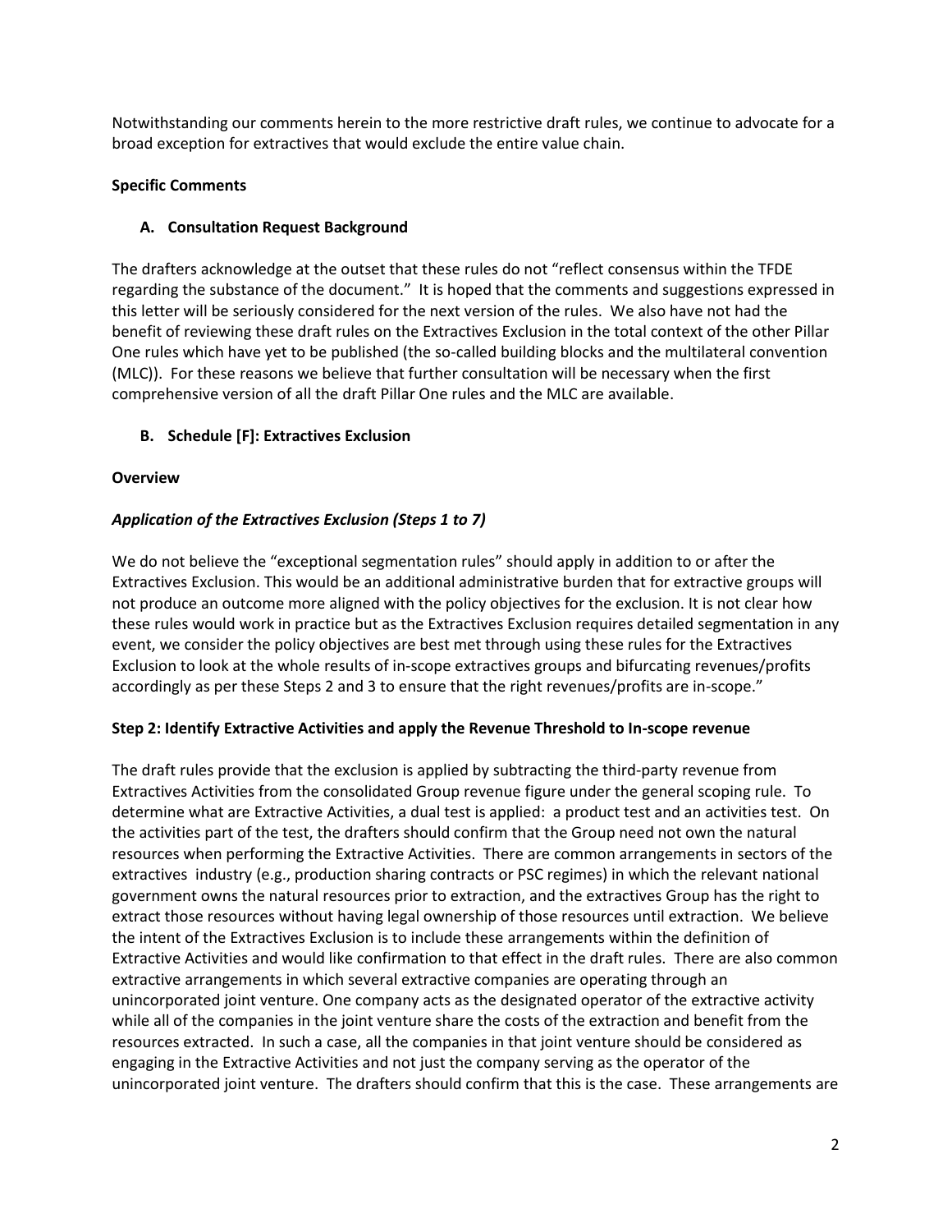Notwithstanding our comments herein to the more restrictive draft rules, we continue to advocate for a broad exception for extractives that would exclude the entire value chain.

**Specific Comments**

**A. Consultation Request Background**

The drafters acknowledge at the outset that these rules do not "reflect consensus within the TFDE regarding the substance of the document." It is hoped that the comments and suggestions expressed in this letter will be seriously considered for the next version of the rules. We also have not had the benefit of reviewing these draft rules on the Extractives Exclusion in the total context of the other Pillar One rules which have yet to be published (the so-called building blocks and the multilateral convention (MLC)). For these reasons we believe that further consultation will be necessary when the first comprehensive version of all the draft Pillar One rules and the MLC are available.

**B. Schedule [F]: Extractives Exclusion**

**Overview**

***Application of the Extractives Exclusion (Steps 1 to 7)***

We do not believe the "exceptional segmentation rules" should apply in addition to or after the Extractives Exclusion. This would be an additional administrative burden that for extractive groups will not produce an outcome more aligned with the policy objectives for the exclusion. It is not clear how these rules would work in practice but as the Extractives Exclusion requires detailed segmentation in any event, we consider the policy objectives are best met through using these rules for the Extractives Exclusion to look at the whole results of in-scope extractives groups and bifurcating revenues/profits accordingly as per these Steps 2 and 3 to ensure that the right revenues/profits are in-scope."

**Step 2: Identify Extractive Activities and apply the Revenue Threshold to In-scope revenue**

The draft rules provide that the exclusion is applied by subtracting the third-party revenue from Extractives Activities from the consolidated Group revenue figure under the general scoping rule. To determine what are Extractive Activities, a dual test is applied: a product test and an activities test. On the activities part of the test, the drafters should confirm that the Group need not own the natural resources when performing the Extractive Activities. There are common arrangements in sectors of the extractives industry (e.g., production sharing contracts or PSC regimes) in which the relevant national government owns the natural resources prior to extraction, and the extractives Group has the right to extract those resources without having legal ownership of those resources until extraction. We believe the intent of the Extractives Exclusion is to include these arrangements within the definition of Extractive Activities and would like confirmation to that effect in the draft rules. There are also common extractive arrangements in which several extractive companies are operating through an unincorporated joint venture. One company acts as the designated operator of the extractive activity while all of the companies in the joint venture share the costs of the extraction and benefit from the resources extracted. In such a case, all the companies in that joint venture should be considered as engaging in the Extractive Activities and not just the company serving as the operator of the unincorporated joint venture. The drafters should confirm that this is the case. These arrangements are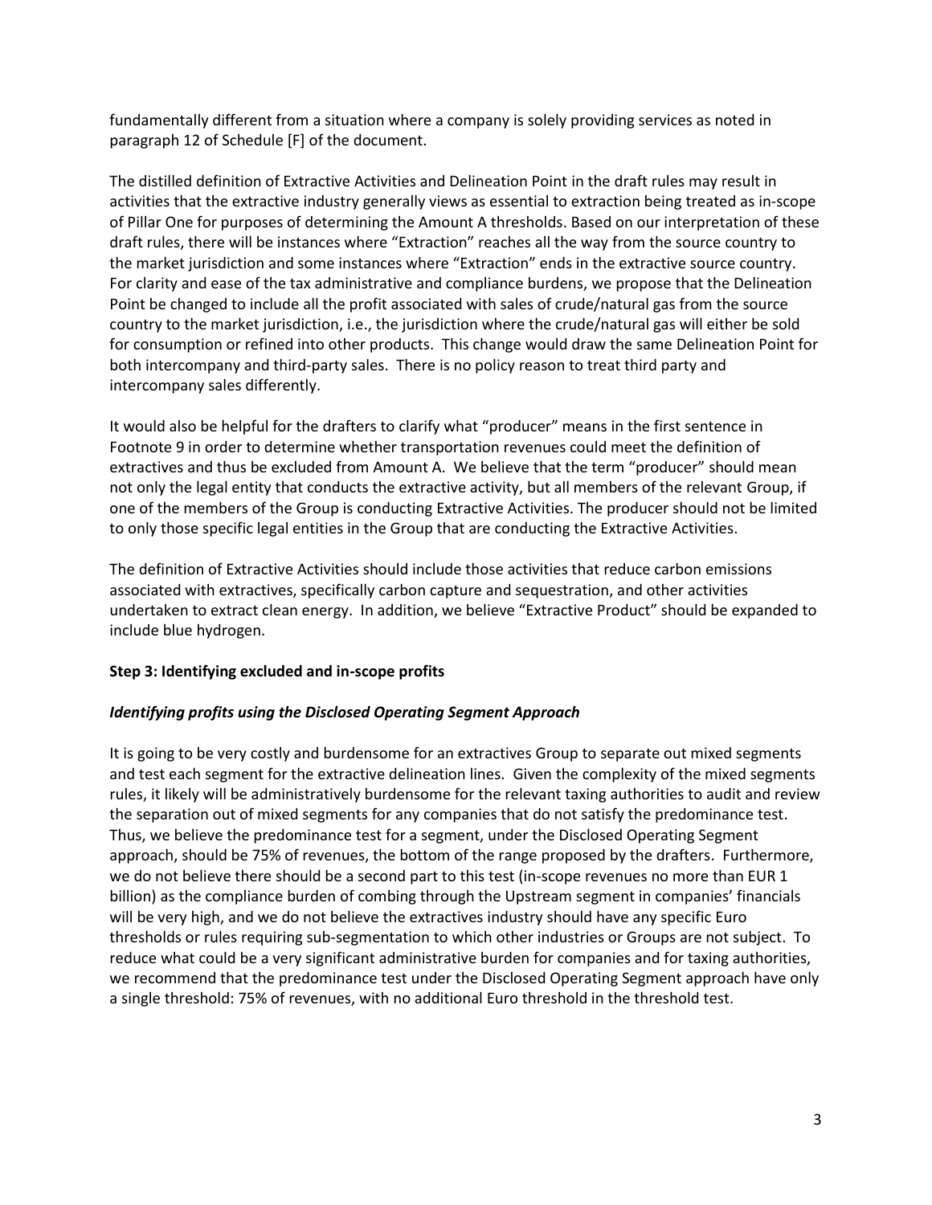fundamentally different from a situation where a company is solely providing services as noted in paragraph 12 of Schedule [F] of the document.

The distilled definition of Extractive Activities and Delineation Point in the draft rules may result in activities that the extractive industry generally views as essential to extraction being treated as in-scope of Pillar One for purposes of determining the Amount A thresholds. Based on our interpretation of these draft rules, there will be instances where "Extraction" reaches all the way from the source country to the market jurisdiction and some instances where "Extraction" ends in the extractive source country. For clarity and ease of the tax administrative and compliance burdens, we propose that the Delineation Point be changed to include all the profit associated with sales of crude/natural gas from the source country to the market jurisdiction, i.e., the jurisdiction where the crude/natural gas will either be sold for consumption or refined into other products. This change would draw the same Delineation Point for both intercompany and third-party sales. There is no policy reason to treat third party and intercompany sales differently.

It would also be helpful for the drafters to clarify what "producer" means in the first sentence in Footnote 9 in order to determine whether transportation revenues could meet the definition of extractives and thus be excluded from Amount A. We believe that the term "producer" should mean not only the legal entity that conducts the extractive activity, but all members of the relevant Group, if one of the members of the Group is conducting Extractive Activities. The producer should not be limited to only those specific legal entities in the Group that are conducting the Extractive Activities.

The definition of Extractive Activities should include those activities that reduce carbon emissions associated with extractives, specifically carbon capture and sequestration, and other activities undertaken to extract clean energy. In addition, we believe "Extractive Product" should be expanded to include blue hydrogen.

**Step 3: Identifying excluded and in-scope profits**

***Identifying profits using the Disclosed Operating Segment Approach***

It is going to be very costly and burdensome for an extractives Group to separate out mixed segments and test each segment for the extractive delineation lines. Given the complexity of the mixed segments rules, it likely will be administratively burdensome for the relevant taxing authorities to audit and review the separation out of mixed segments for any companies that do not satisfy the predominance test. Thus, we believe the predominance test for a segment, under the Disclosed Operating Segment approach, should be 75% of revenues, the bottom of the range proposed by the drafters. Furthermore, we do not believe there should be a second part to this test (in-scope revenues no more than EUR 1 billion) as the compliance burden of combing through the Upstream segment in companies' financials will be very high, and we do not believe the extractives industry should have any specific Euro thresholds or rules requiring sub-segmentation to which other industries or Groups are not subject. To reduce what could be a very significant administrative burden for companies and for taxing authorities, we recommend that the predominance test under the Disclosed Operating Segment approach have only a single threshold: 75% of revenues, with no additional Euro threshold in the threshold test.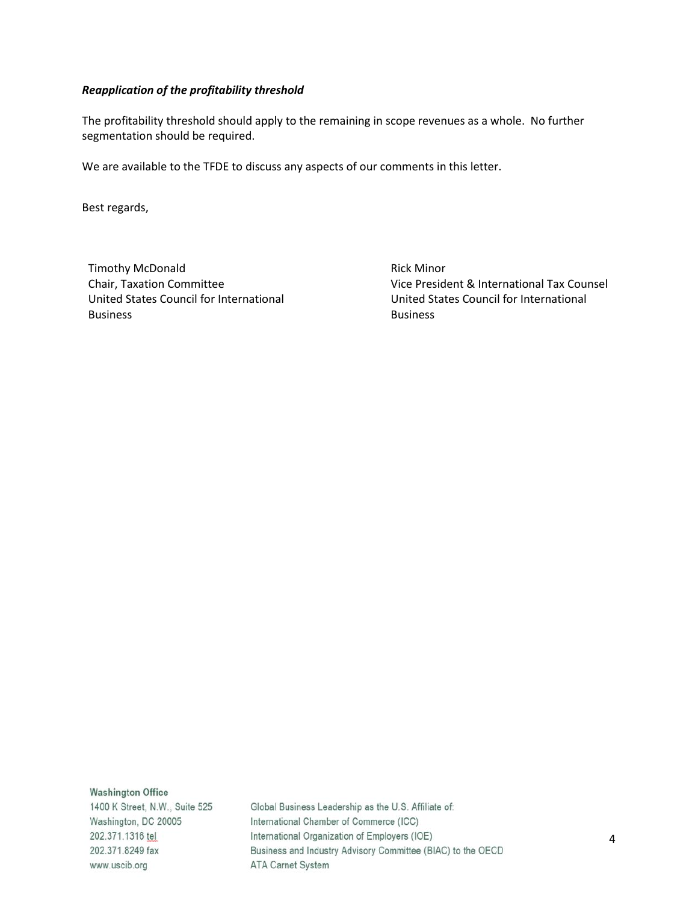***Reapplication of the profitability threshold***

The profitability threshold should apply to the remaining in scope revenues as a whole. No further segmentation should be required.

We are available to the TFDE to discuss any aspects of our comments in this letter.

Best regards,

Timothy McDonald
Chair, Taxation Committee
United States Council for International Business

Rick Minor
Vice President & International Tax Counsel
United States Council for International Business

**Washington Office**
1400 K Street, N.W., Suite 525
Washington, DC 20005
202.371.1316 tel
202.371.8249 fax
www.uscib.org

Global Business Leadership as the U.S. Affiliate of:
International Chamber of Commerce (ICC)
International Organization of Employers (IOE)
Business and Industry Advisory Committee (BIAC) to the OECD
ATA Carnet System